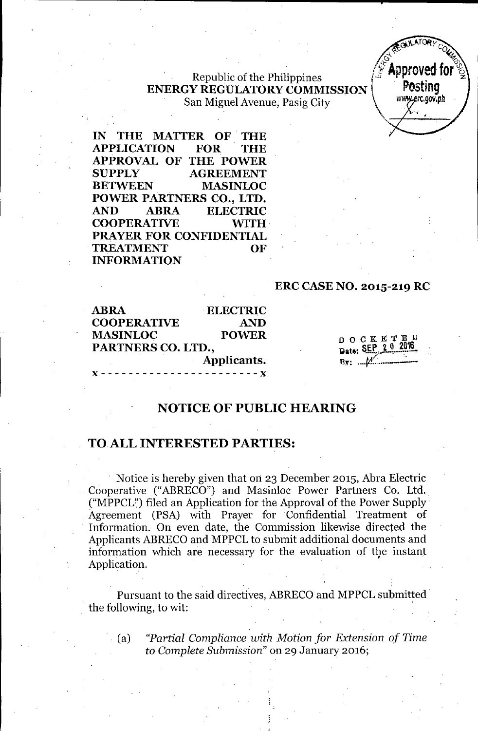Republic of the Philippines
**ENERGY REGULATORY COMMISSION**
San Miguel Avenue, Pasig City

Approved for Posting
www.erc.gov.ph

**IN THE MATTER OF THE APPLICATION FOR THE APPROVAL OF THE POWER SUPPLY AGREEMENT BETWEEN MASINLOC POWER PARTNERS CO., LTD. AND ABRA ELECTRIC COOPERATIVE WITH PRAYER FOR CONFIDENTIAL TREATMENT OF INFORMATION**

**ERC CASE NO. 2015-219 RC**

**ABRA ELECTRIC COOPERATIVE AND MASINLOC POWER PARTNERS CO. LTD.,**
**Applicants.**

x - - - - - - - - - - - - - - - - - - - - - - - x

DOCKETED
Date: SEP 20 2016
By: ___

## NOTICE OF PUBLIC HEARING

## TO ALL INTERESTED PARTIES:

Notice is hereby given that on 23 December 2015, Abra Electric Cooperative ("ABRECO") and Masinloc Power Partners Co. Ltd. ("MPPCL") filed an Application for the Approval of the Power Supply Agreement (PSA) with Prayer for Confidential Treatment of Information. On even date, the Commission likewise directed the Applicants ABRECO and MPPCL to submit additional documents and information which are necessary for the evaluation of the instant Application.

Pursuant to the said directives, ABRECO and MPPCL submitted the following, to wit:

(a) *"Partial Compliance with Motion for Extension of Time to Complete Submission"* on 29 January 2016;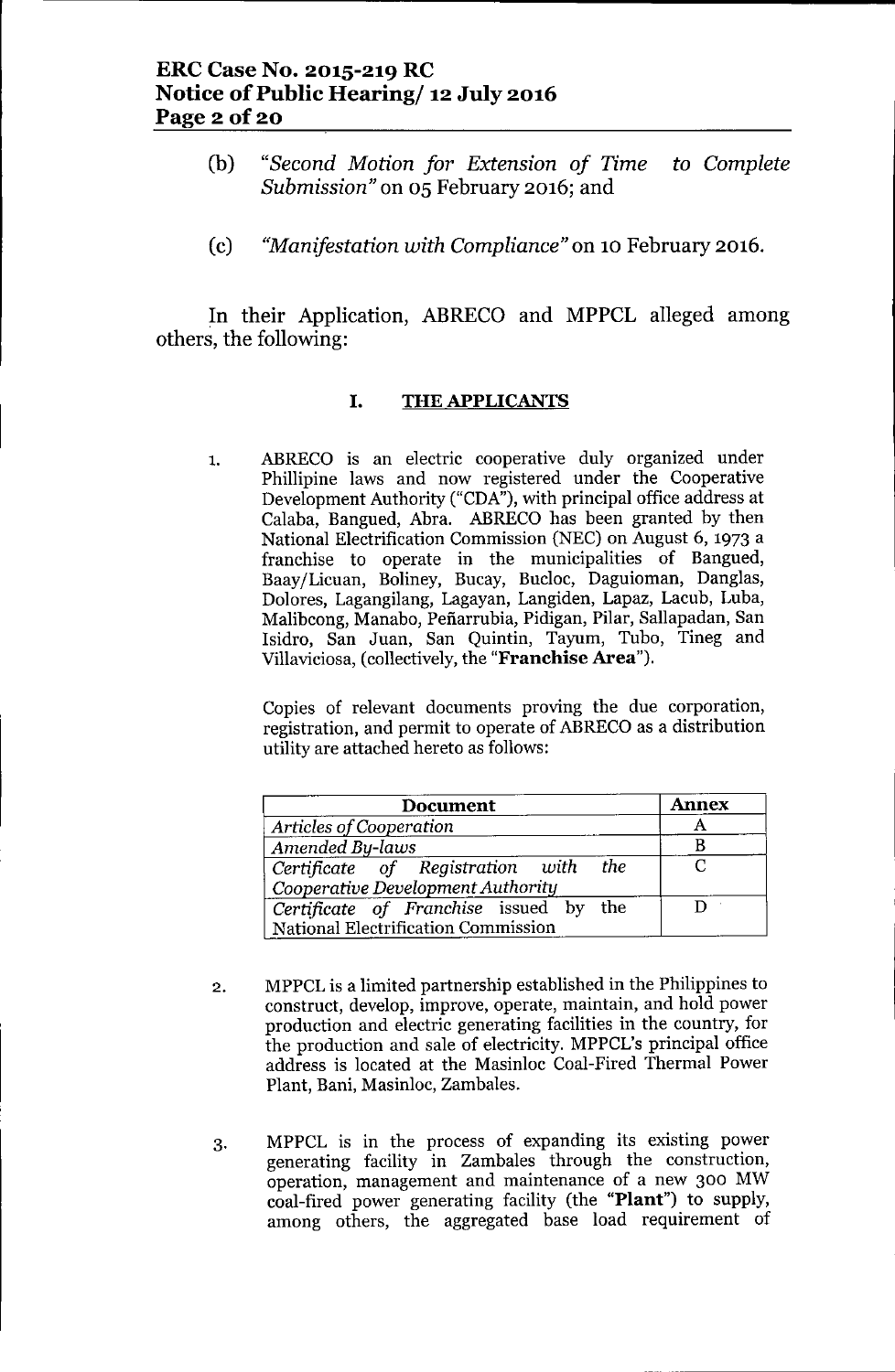(b) *"Second Motion for Extension of Time to Complete Submission"* on 05 February 2016; and

(c) *"Manifestation with Compliance"* on 10 February 2016.

In their Application, ABRECO and MPPCL alleged among others, the following:

## I. THE APPLICANTS

1. ABRECO is an electric cooperative duly organized under Phillipine laws and now registered under the Cooperative Development Authority ("CDA"), with principal office address at Calaba, Bangued, Abra. ABRECO has been granted by then National Electrification Commission (NEC) on August 6, 1973 a franchise to operate in the municipalities of Bangued, Baay/Licuan, Boliney, Bucay, Bucloc, Daguioman, Danglas, Dolores, Lagangilang, Lagayan, Langiden, Lapaz, Lacub, Luba, Malibcong, Manabo, Peñarrubia, Pidigan, Pilar, Sallapadan, San Isidro, San Juan, San Quintin, Tayum, Tubo, Tineg and Villaviciosa, (collectively, the "**Franchise Area**").

   Copies of relevant documents proving the due corporation, registration, and permit to operate of ABRECO as a distribution utility are attached hereto as follows:

| Document | Annex |
|---|---|
| *Articles of Cooperation* | A |
| *Amended By-laws* | B |
| *Certificate of Registration with the Cooperative Development Authority* | C |
| *Certificate of Franchise issued by the* National Electrification Commission | D |

2. MPPCL is a limited partnership established in the Philippines to construct, develop, improve, operate, maintain, and hold power production and electric generating facilities in the country, for the production and sale of electricity. MPPCL's principal office address is located at the Masinloc Coal-Fired Thermal Power Plant, Bani, Masinloc, Zambales.

3. MPPCL is in the process of expanding its existing power generating facility in Zambales through the construction, operation, management and maintenance of a new 300 MW coal-fired power generating facility (the "**Plant**") to supply, among others, the aggregated base load requirement of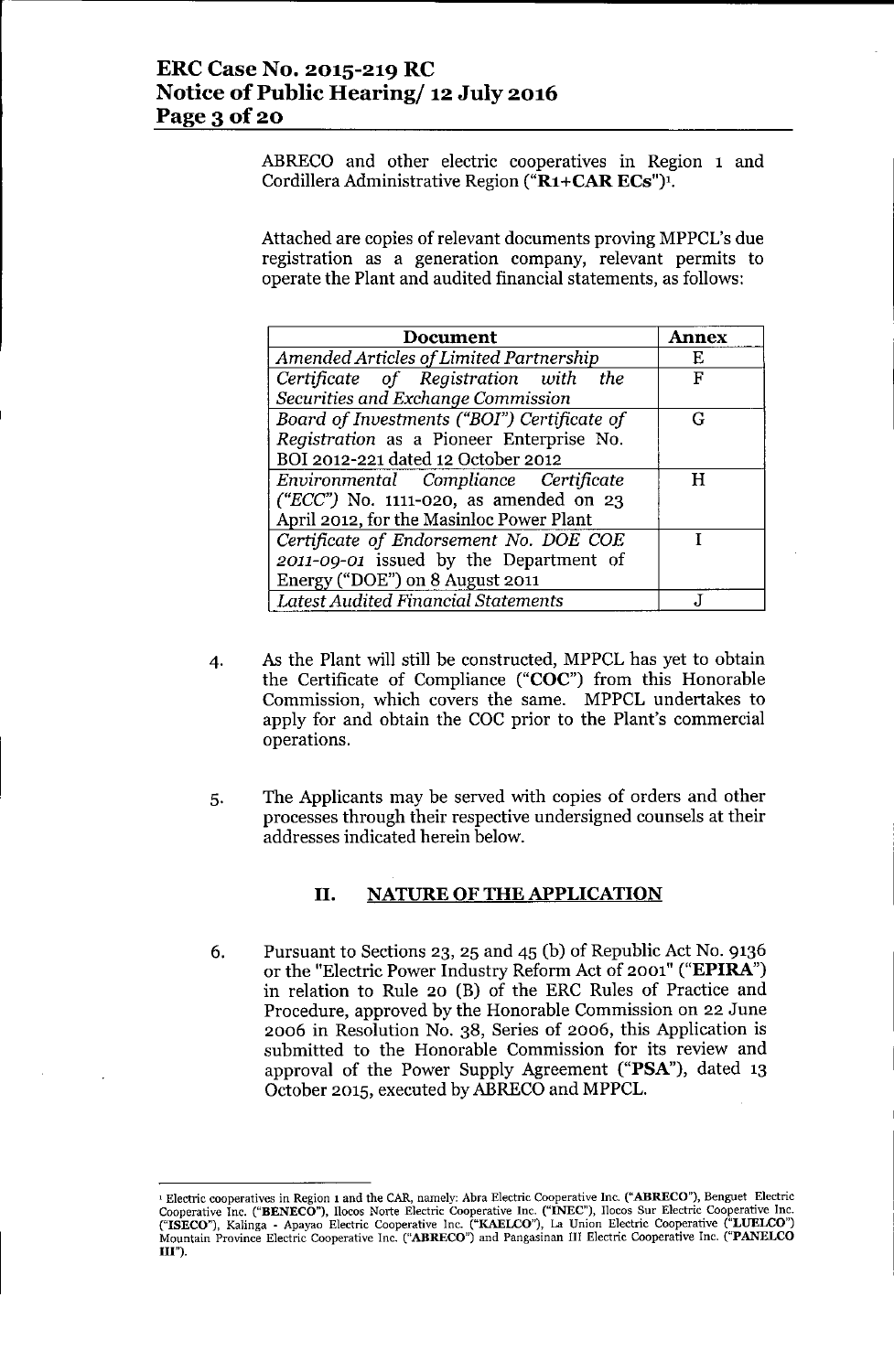ABRECO and other electric cooperatives in Region 1 and Cordillera Administrative Region ("**R1+CAR ECs**")[1].

Attached are copies of relevant documents proving MPPCL's due registration as a generation company, relevant permits to operate the Plant and audited financial statements, as follows:

| Document | Annex |
| --- | --- |
| *Amended Articles of Limited Partnership* | E |
| *Certificate of Registration with the Securities and Exchange Commission* | F |
| *Board of Investments ("BOI") Certificate of Registration* as a Pioneer Enterprise No. BOI 2012-221 dated 12 October 2012 | G |
| *Environmental Compliance Certificate ("ECC")* No. 1111-020, as amended on 23 April 2012, for the Masinloc Power Plant | H |
| *Certificate of Endorsement No. DOE COE 2011-09-01* issued by the Department of Energy ("DOE") on 8 August 2011 | I |
| *Latest Audited Financial Statements* | J |

4. As the Plant will still be constructed, MPPCL has yet to obtain the Certificate of Compliance ("**COC**") from this Honorable Commission, which covers the same. MPPCL undertakes to apply for and obtain the COC prior to the Plant's commercial operations.

5. The Applicants may be served with copies of orders and other processes through their respective undersigned counsels at their addresses indicated herein below.

## II. NATURE OF THE APPLICATION

6. Pursuant to Sections 23, 25 and 45 (b) of Republic Act No. 9136 or the "Electric Power Industry Reform Act of 2001" ("**EPIRA**") in relation to Rule 20 (B) of the ERC Rules of Practice and Procedure, approved by the Honorable Commission on 22 June 2006 in Resolution No. 38, Series of 2006, this Application is submitted to the Honorable Commission for its review and approval of the Power Supply Agreement ("**PSA**"), dated 13 October 2015, executed by ABRECO and MPPCL.

---

[1] Electric cooperatives in Region 1 and the CAR, namely: Abra Electric Cooperative Inc. ("**ABRECO**"), Benguet Electric Cooperative Inc. ("**BENECO**"), Ilocos Norte Electric Cooperative Inc. ("**INEC**"), Ilocos Sur Electric Cooperative Inc. ("**ISECO**"), Kalinga - Apayao Electric Cooperative Inc. ("**KAELCO**"), La Union Electric Cooperative ("**LUELCO**") Mountain Province Electric Cooperative Inc. ("**ABRECO**") and Pangasinan III Electric Cooperative Inc. ("**PANELCO III**").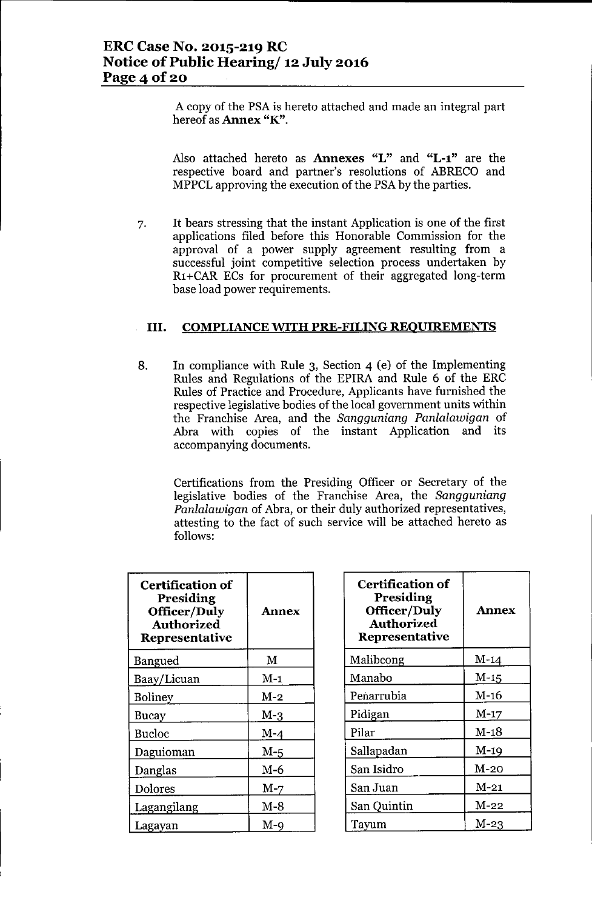A copy of the PSA is hereto attached and made an integral part hereof as **Annex "K"**.

Also attached hereto as **Annexes "L"** and **"L-1"** are the respective board and partner's resolutions of ABRECO and MPPCL approving the execution of the PSA by the parties.

7. It bears stressing that the instant Application is one of the first applications filed before this Honorable Commission for the approval of a power supply agreement resulting from a successful joint competitive selection process undertaken by R1+CAR ECs for procurement of their aggregated long-term base load power requirements.

## III. COMPLIANCE WITH PRE-FILING REQUIREMENTS

8. In compliance with Rule 3, Section 4 (e) of the Implementing Rules and Regulations of the EPIRA and Rule 6 of the ERC Rules of Practice and Procedure, Applicants have furnished the respective legislative bodies of the local government units within the Franchise Area, and the *Sangguniang Panlalawigan* of Abra with copies of the instant Application and its accompanying documents.

   Certifications from the Presiding Officer or Secretary of the legislative bodies of the Franchise Area, the *Sangguniang Panlalawigan* of Abra, or their duly authorized representatives, attesting to the fact of such service will be attached hereto as follows:

| Certification of Presiding Officer/Duly Authorized Representative | Annex |
|---|---|
| Bangued | M |
| Baay/Licuan | M-1 |
| Boliney | M-2 |
| Bucay | M-3 |
| Bucloc | M-4 |
| Daguioman | M-5 |
| Danglas | M-6 |
| Dolores | M-7 |
| Lagangilang | M-8 |
| Lagayan | M-9 |

| Certification of Presiding Officer/Duly Authorized Representative | Annex |
|---|---|
| Malibcong | M-14 |
| Manabo | M-15 |
| Peñarrubia | M-16 |
| Pidigan | M-17 |
| Pilar | M-18 |
| Sallapadan | M-19 |
| San Isidro | M-20 |
| San Juan | M-21 |
| San Quintin | M-22 |
| Tayum | M-23 |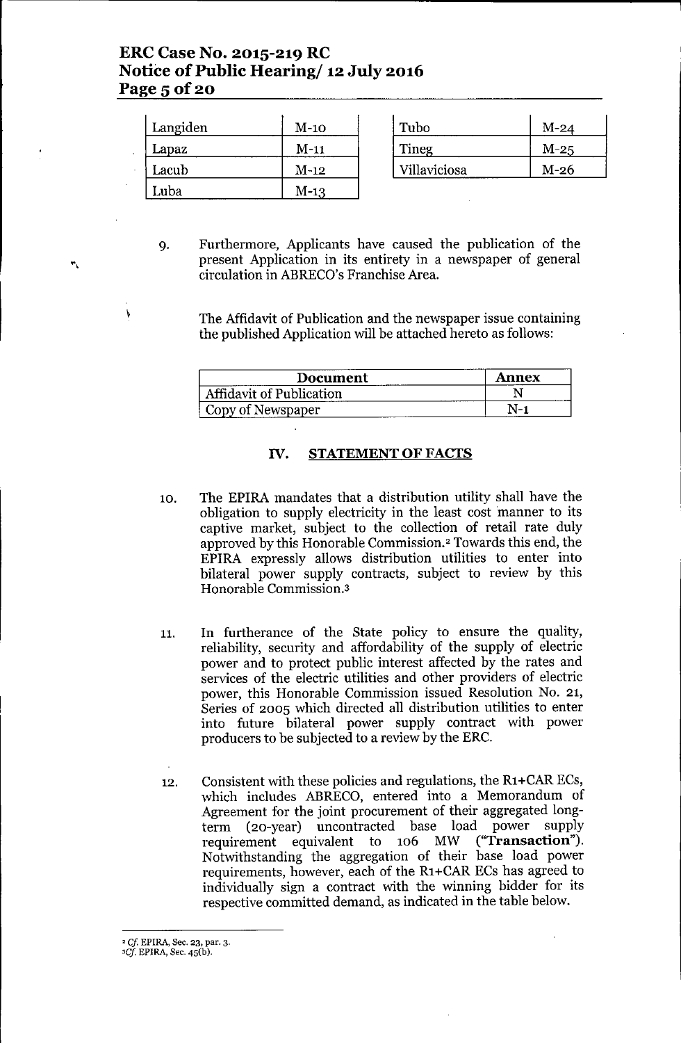| Langiden | M-10 |
|---|---|
| Lapaz | M-11 |
| Lacub | M-12 |
| Luba | M-13 |

| Tubo | M-24 |
|---|---|
| Tineg | M-25 |
| Villaviciosa | M-26 |

9. Furthermore, Applicants have caused the publication of the present Application in its entirety in a newspaper of general circulation in ABRECO's Franchise Area.

   The Affidavit of Publication and the newspaper issue containing the published Application will be attached hereto as follows:

| Document | Annex |
|---|---|
| Affidavit of Publication | N |
| Copy of Newspaper | N-1 |

## IV. STATEMENT OF FACTS

10. The EPIRA mandates that a distribution utility shall have the obligation to supply electricity in the least cost manner to its captive market, subject to the collection of retail rate duly approved by this Honorable Commission.[2] Towards this end, the EPIRA expressly allows distribution utilities to enter into bilateral power supply contracts, subject to review by this Honorable Commission.[3]

11. In furtherance of the State policy to ensure the quality, reliability, security and affordability of the supply of electric power and to protect public interest affected by the rates and services of the electric utilities and other providers of electric power, this Honorable Commission issued Resolution No. 21, Series of 2005 which directed all distribution utilities to enter into future bilateral power supply contract with power producers to be subjected to a review by the ERC.

12. Consistent with these policies and regulations, the R1+CAR ECs, which includes ABRECO, entered into a Memorandum of Agreement for the joint procurement of their aggregated long-term (20-year) uncontracted base load power supply requirement equivalent to 106 MW (**"Transaction"**). Notwithstanding the aggregation of their base load power requirements, however, each of the R1+CAR ECs has agreed to individually sign a contract with the winning bidder for its respective committed demand, as indicated in the table below.

---

[2] *Cf.* EPIRA, Sec. 23, par. 3.

[3] *Cf.* EPIRA, Sec. 45(b).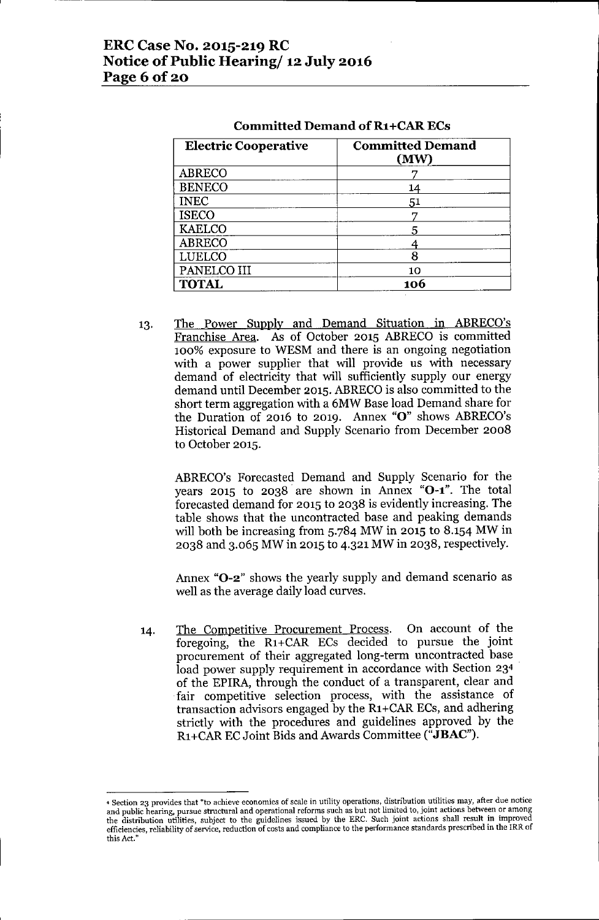**Committed Demand of R1+CAR ECs**

| Electric Cooperative | Committed Demand (MW) |
|---|---|
| ABRECO | 7 |
| BENECO | 14 |
| INEC | 51 |
| ISECO | 7 |
| KAELCO | 5 |
| ABRECO | 4 |
| LUELCO | 8 |
| PANELCO III | 10 |
| **TOTAL** | **106** |

13. The Power Supply and Demand Situation in ABRECO's Franchise Area. As of October 2015 ABRECO is committed 100% exposure to WESM and there is an ongoing negotiation with a power supplier that will provide us with necessary demand of electricity that will sufficiently supply our energy demand until December 2015. ABRECO is also committed to the short term aggregation with a 6MW Base load Demand share for the Duration of 2016 to 2019. Annex **"O"** shows ABRECO's Historical Demand and Supply Scenario from December 2008 to October 2015.

    ABRECO's Forecasted Demand and Supply Scenario for the years 2015 to 2038 are shown in Annex **"O-1"**. The total forecasted demand for 2015 to 2038 is evidently increasing. The table shows that the uncontracted base and peaking demands will both be increasing from 5.784 MW in 2015 to 8.154 MW in 2038 and 3.065 MW in 2015 to 4.321 MW in 2038, respectively.

    Annex **"O-2"** shows the yearly supply and demand scenario as well as the average daily load curves.

14. The Competitive Procurement Process. On account of the foregoing, the R1+CAR ECs decided to pursue the joint procurement of their aggregated long-term uncontracted base load power supply requirement in accordance with Section 23[4] of the EPIRA, through the conduct of a transparent, clear and fair competitive selection process, with the assistance of transaction advisors engaged by the R1+CAR ECs, and adhering strictly with the procedures and guidelines approved by the R1+CAR EC Joint Bids and Awards Committee (**"JBAC"**).

---

[4] Section 23 provides that "to achieve economies of scale in utility operations, distribution utilities may, after due notice and public hearing, pursue structural and operational reforms such as but not limited to, joint actions between or among the distribution utilities, subject to the guidelines issued by the ERC. Such joint actions shall result in improved efficiencies, reliability of service, reduction of costs and compliance to the performance standards prescribed in the IRR of this Act."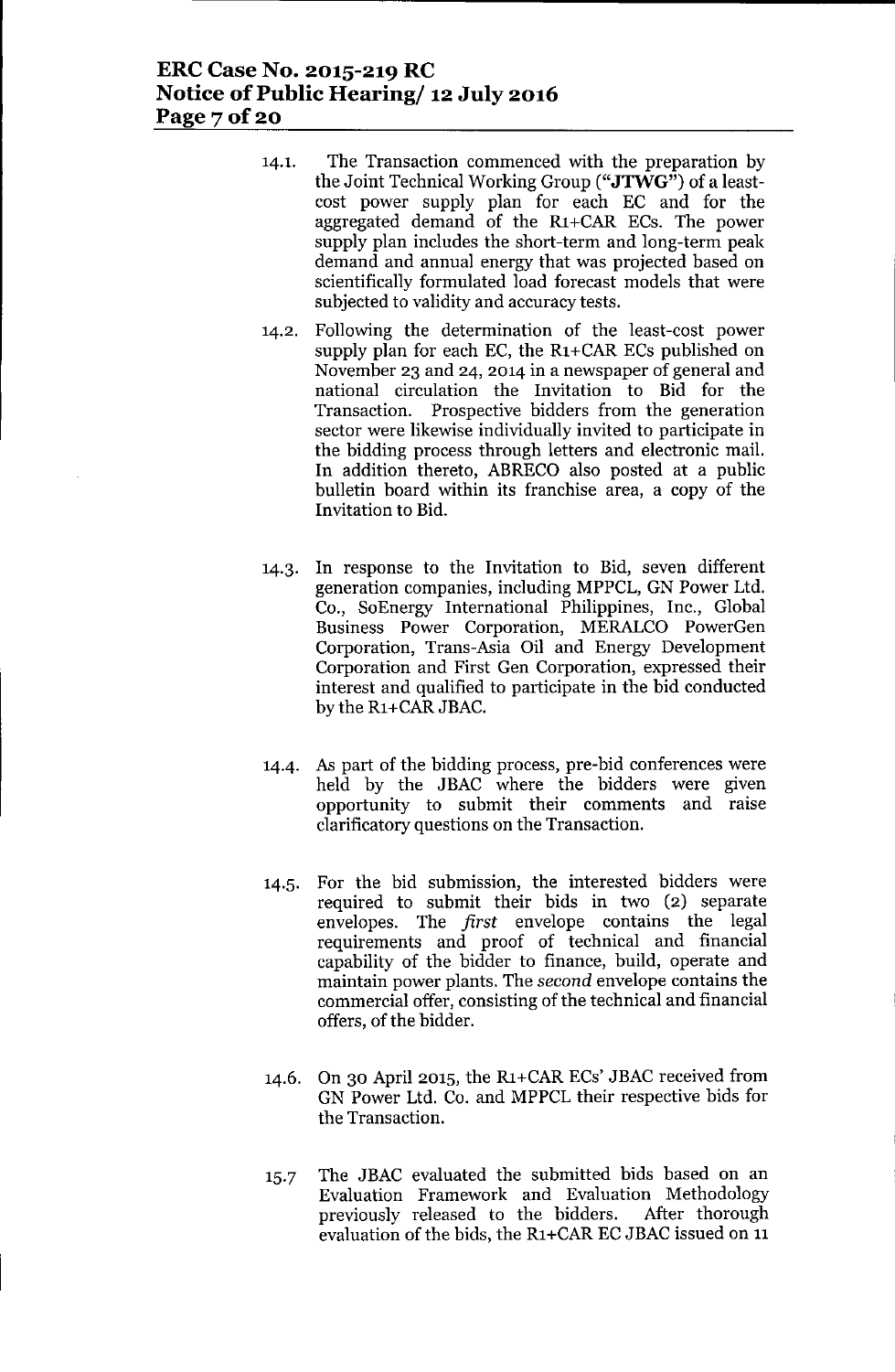14.1. The Transaction commenced with the preparation by the Joint Technical Working Group ("**JTWG**") of a least-cost power supply plan for each EC and for the aggregated demand of the R1+CAR ECs. The power supply plan includes the short-term and long-term peak demand and annual energy that was projected based on scientifically formulated load forecast models that were subjected to validity and accuracy tests.

14.2. Following the determination of the least-cost power supply plan for each EC, the R1+CAR ECs published on November 23 and 24, 2014 in a newspaper of general and national circulation the Invitation to Bid for the Transaction. Prospective bidders from the generation sector were likewise individually invited to participate in the bidding process through letters and electronic mail. In addition thereto, ABRECO also posted at a public bulletin board within its franchise area, a copy of the Invitation to Bid.

14.3. In response to the Invitation to Bid, seven different generation companies, including MPPCL, GN Power Ltd. Co., SoEnergy International Philippines, Inc., Global Business Power Corporation, MERALCO PowerGen Corporation, Trans-Asia Oil and Energy Development Corporation and First Gen Corporation, expressed their interest and qualified to participate in the bid conducted by the R1+CAR JBAC.

14.4. As part of the bidding process, pre-bid conferences were held by the JBAC where the bidders were given opportunity to submit their comments and raise clarificatory questions on the Transaction.

14.5. For the bid submission, the interested bidders were required to submit their bids in two (2) separate envelopes. The *first* envelope contains the legal requirements and proof of technical and financial capability of the bidder to finance, build, operate and maintain power plants. The *second* envelope contains the commercial offer, consisting of the technical and financial offers, of the bidder.

14.6. On 30 April 2015, the R1+CAR ECs' JBAC received from GN Power Ltd. Co. and MPPCL their respective bids for the Transaction.

15.7 The JBAC evaluated the submitted bids based on an Evaluation Framework and Evaluation Methodology previously released to the bidders. After thorough evaluation of the bids, the R1+CAR EC JBAC issued on 11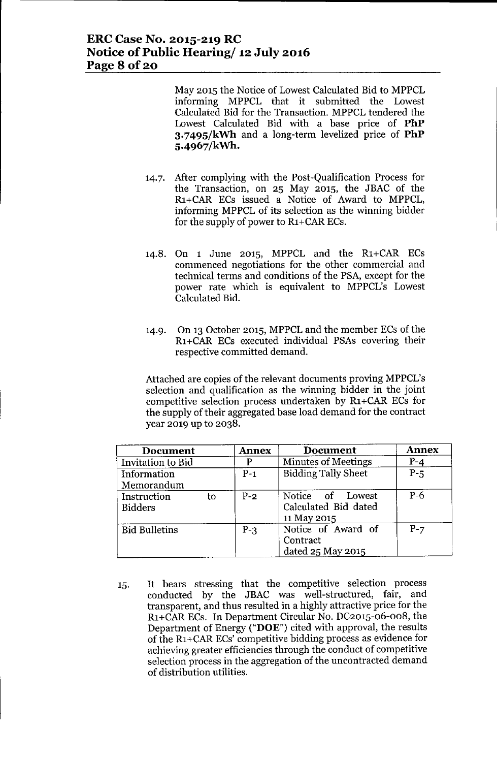May 2015 the Notice of Lowest Calculated Bid to MPPCL informing MPPCL that it submitted the Lowest Calculated Bid for the Transaction. MPPCL tendered the Lowest Calculated Bid with a base price of **PhP 3.7495/kWh** and a long-term levelized price of **PhP 5.4967/kWh.**

14.7. After complying with the Post-Qualification Process for the Transaction, on 25 May 2015, the JBAC of the R1+CAR ECs issued a Notice of Award to MPPCL, informing MPPCL of its selection as the winning bidder for the supply of power to R1+CAR ECs.

14.8. On 1 June 2015, MPPCL and the R1+CAR ECs commenced negotiations for the other commercial and technical terms and conditions of the PSA, except for the power rate which is equivalent to MPPCL's Lowest Calculated Bid.

14.9. On 13 October 2015, MPPCL and the member ECs of the R1+CAR ECs executed individual PSAs covering their respective committed demand.

Attached are copies of the relevant documents proving MPPCL's selection and qualification as the winning bidder in the joint competitive selection process undertaken by R1+CAR ECs for the supply of their aggregated base load demand for the contract year 2019 up to 2038.

| Document | Annex | Document | Annex |
|---|---|---|---|
| Invitation to Bid | P | Minutes of Meetings | P-4 |
| Information Memorandum | P-1 | Bidding Tally Sheet | P-5 |
| Instruction to Bidders | P-2 | Notice of Lowest Calculated Bid dated 11 May 2015 | P-6 |
| Bid Bulletins | P-3 | Notice of Award of Contract dated 25 May 2015 | P-7 |

15. It bears stressing that the competitive selection process conducted by the JBAC was well-structured, fair, and transparent, and thus resulted in a highly attractive price for the R1+CAR ECs. In Department Circular No. DC2015-06-008, the Department of Energy ("**DOE**") cited with approval, the results of the R1+CAR ECs' competitive bidding process as evidence for achieving greater efficiencies through the conduct of competitive selection process in the aggregation of the uncontracted demand of distribution utilities.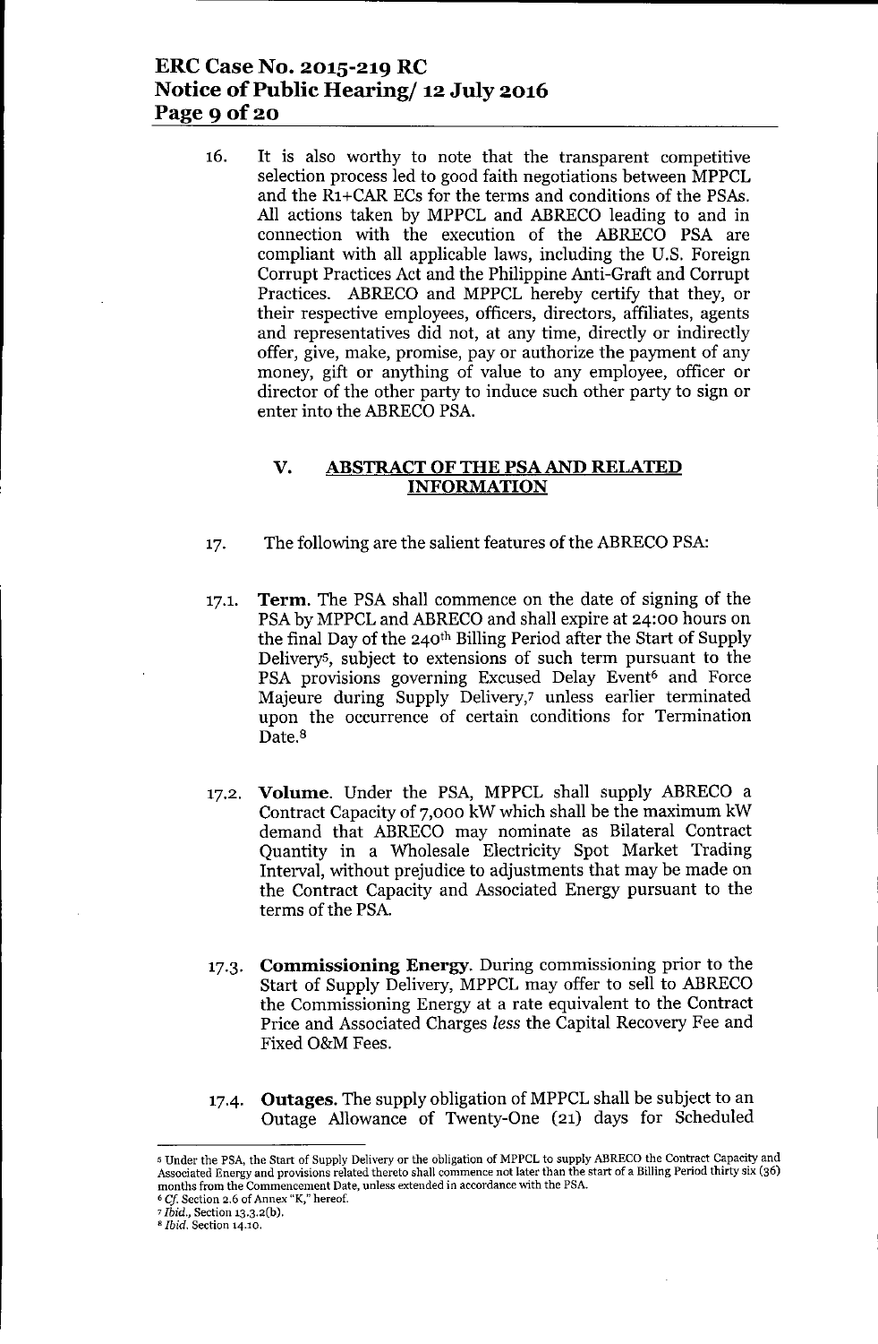16. It is also worthy to note that the transparent competitive selection process led to good faith negotiations between MPPCL and the R1+CAR ECs for the terms and conditions of the PSAs. All actions taken by MPPCL and ABRECO leading to and in connection with the execution of the ABRECO PSA are compliant with all applicable laws, including the U.S. Foreign Corrupt Practices Act and the Philippine Anti-Graft and Corrupt Practices. ABRECO and MPPCL hereby certify that they, or their respective employees, officers, directors, affiliates, agents and representatives did not, at any time, directly or indirectly offer, give, make, promise, pay or authorize the payment of any money, gift or anything of value to any employee, officer or director of the other party to induce such other party to sign or enter into the ABRECO PSA.

## V. ABSTRACT OF THE PSA AND RELATED INFORMATION

17. The following are the salient features of the ABRECO PSA:

17.1. **Term.** The PSA shall commence on the date of signing of the PSA by MPPCL and ABRECO and shall expire at 24:00 hours on the final Day of the 240th Billing Period after the Start of Supply Delivery[5], subject to extensions of such term pursuant to the PSA provisions governing Excused Delay Event[6] and Force Majeure during Supply Delivery,[7] unless earlier terminated upon the occurrence of certain conditions for Termination Date.[8]

17.2. **Volume**. Under the PSA, MPPCL shall supply ABRECO a Contract Capacity of 7,000 kW which shall be the maximum kW demand that ABRECO may nominate as Bilateral Contract Quantity in a Wholesale Electricity Spot Market Trading Interval, without prejudice to adjustments that may be made on the Contract Capacity and Associated Energy pursuant to the terms of the PSA.

17.3. **Commissioning Energy**. During commissioning prior to the Start of Supply Delivery, MPPCL may offer to sell to ABRECO the Commissioning Energy at a rate equivalent to the Contract Price and Associated Charges *less* the Capital Recovery Fee and Fixed O&M Fees.

17.4. **Outages.** The supply obligation of MPPCL shall be subject to an Outage Allowance of Twenty-One (21) days for Scheduled

---

[5] Under the PSA, the Start of Supply Delivery or the obligation of MPPCL to supply ABRECO the Contract Capacity and Associated Energy and provisions related thereto shall commence not later than the start of a Billing Period thirty six (36) months from the Commencement Date, unless extended in accordance with the PSA.

[6] *Cf.* Section 2.6 of Annex "K," hereof.

[7] *Ibid.*, Section 13.3.2(b).

[8] *Ibid.* Section 14.10.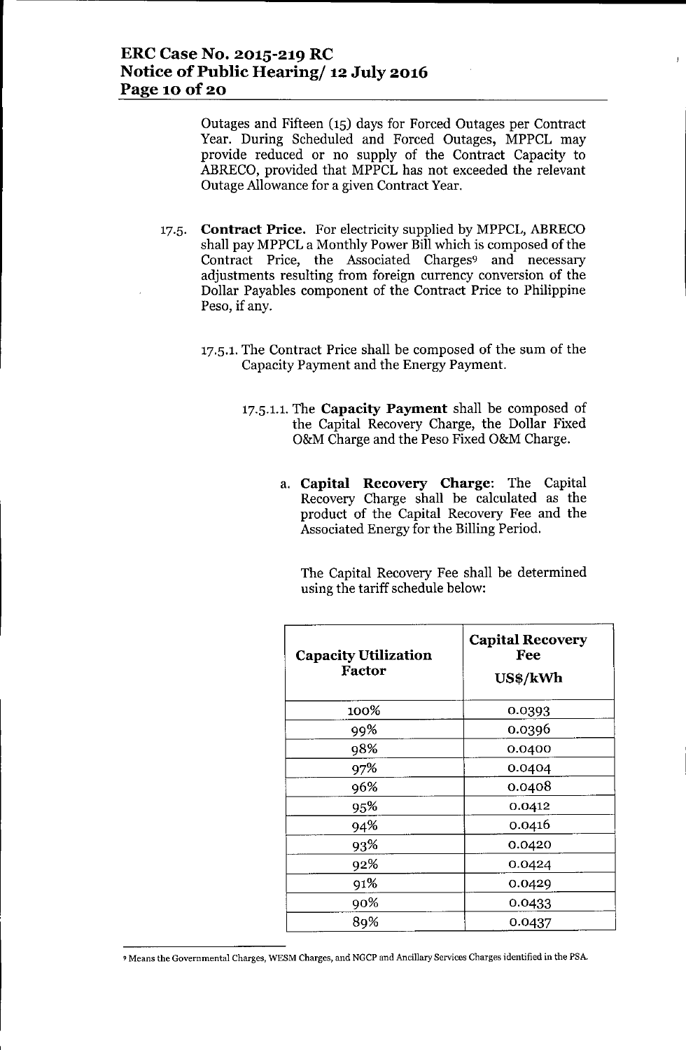Outages and Fifteen (15) days for Forced Outages per Contract Year. During Scheduled and Forced Outages, MPPCL may provide reduced or no supply of the Contract Capacity to ABRECO, provided that MPPCL has not exceeded the relevant Outage Allowance for a given Contract Year.

17.5. **Contract Price.** For electricity supplied by MPPCL, ABRECO shall pay MPPCL a Monthly Power Bill which is composed of the Contract Price, the Associated Charges[9] and necessary adjustments resulting from foreign currency conversion of the Dollar Payables component of the Contract Price to Philippine Peso, if any.

17.5.1. The Contract Price shall be composed of the sum of the Capacity Payment and the Energy Payment.

17.5.1.1. The **Capacity Payment** shall be composed of the Capital Recovery Charge, the Dollar Fixed O&M Charge and the Peso Fixed O&M Charge.

a. **Capital Recovery Charge**: The Capital Recovery Charge shall be calculated as the product of the Capital Recovery Fee and the Associated Energy for the Billing Period.

The Capital Recovery Fee shall be determined using the tariff schedule below:

| Capacity Utilization Factor | Capital Recovery Fee US$/kWh |
|---|---|
| 100% | 0.0393 |
| 99% | 0.0396 |
| 98% | 0.0400 |
| 97% | 0.0404 |
| 96% | 0.0408 |
| 95% | 0.0412 |
| 94% | 0.0416 |
| 93% | 0.0420 |
| 92% | 0.0424 |
| 91% | 0.0429 |
| 90% | 0.0433 |
| 89% | 0.0437 |

[9] Means the Governmental Charges, WESM Charges, and NGCP and Ancillary Services Charges identified in the PSA.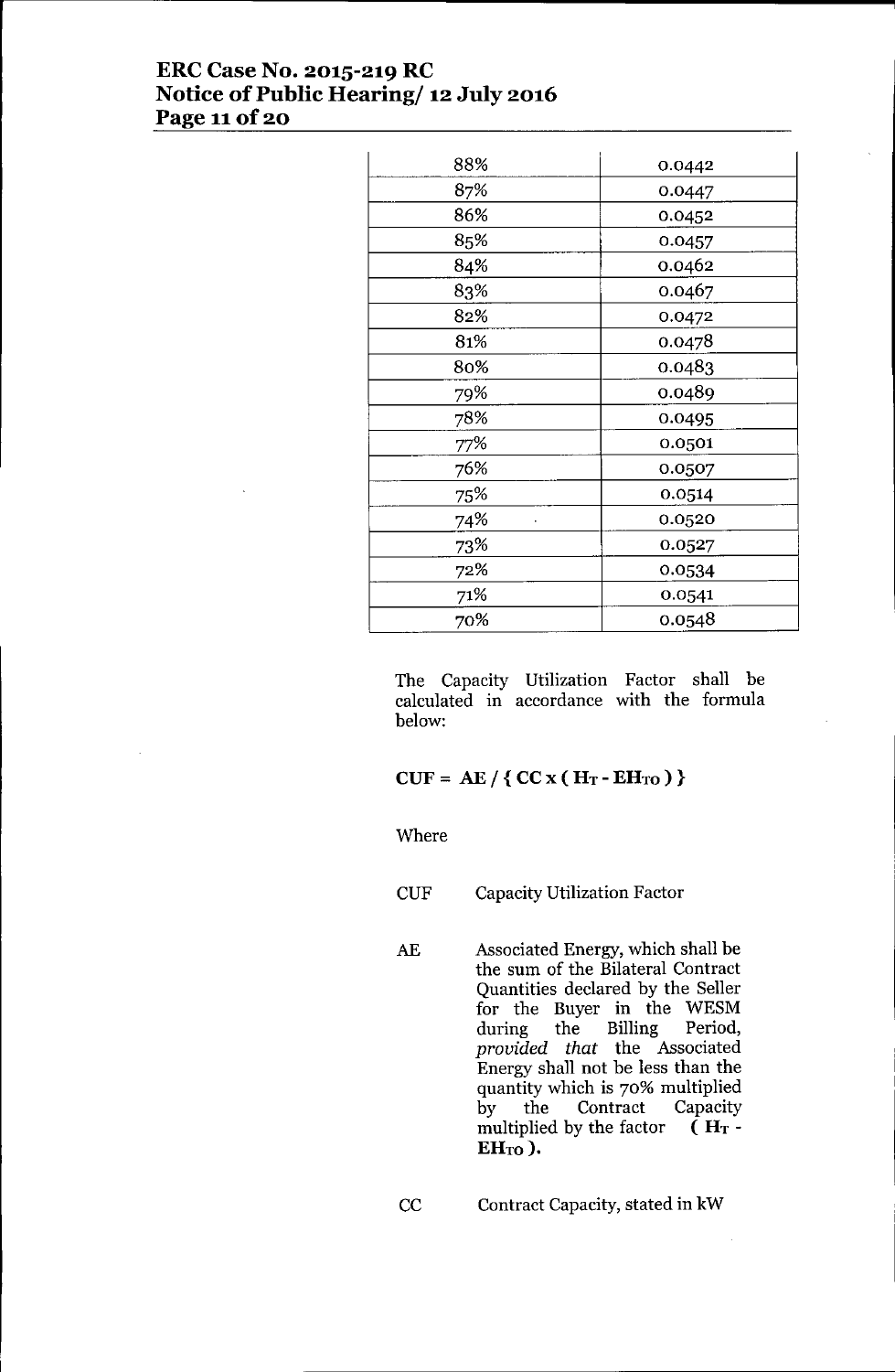| 88% | 0.0442 |
|---|---|
| 87% | 0.0447 |
| 86% | 0.0452 |
| 85% | 0.0457 |
| 84% | 0.0462 |
| 83% | 0.0467 |
| 82% | 0.0472 |
| 81% | 0.0478 |
| 80% | 0.0483 |
| 79% | 0.0489 |
| 78% | 0.0495 |
| 77% | 0.0501 |
| 76% | 0.0507 |
| 75% | 0.0514 |
| 74% | 0.0520 |
| 73% | 0.0527 |
| 72% | 0.0534 |
| 71% | 0.0541 |
| 70% | 0.0548 |

The Capacity Utilization Factor shall be calculated in accordance with the formula below:

$$\mathbf{CUF = AE / \{ CC \times ( H_T - EH_{TO} ) \}}$$

Where

CUF Capacity Utilization Factor

AE Associated Energy, which shall be the sum of the Bilateral Contract Quantities declared by the Seller for the Buyer in the WESM during the Billing Period, *provided that* the Associated Energy shall not be less than the quantity which is 70% multiplied by the Contract Capacity multiplied by the factor $\mathbf{( H_T - EH_{TO} )}$.

CC Contract Capacity, stated in kW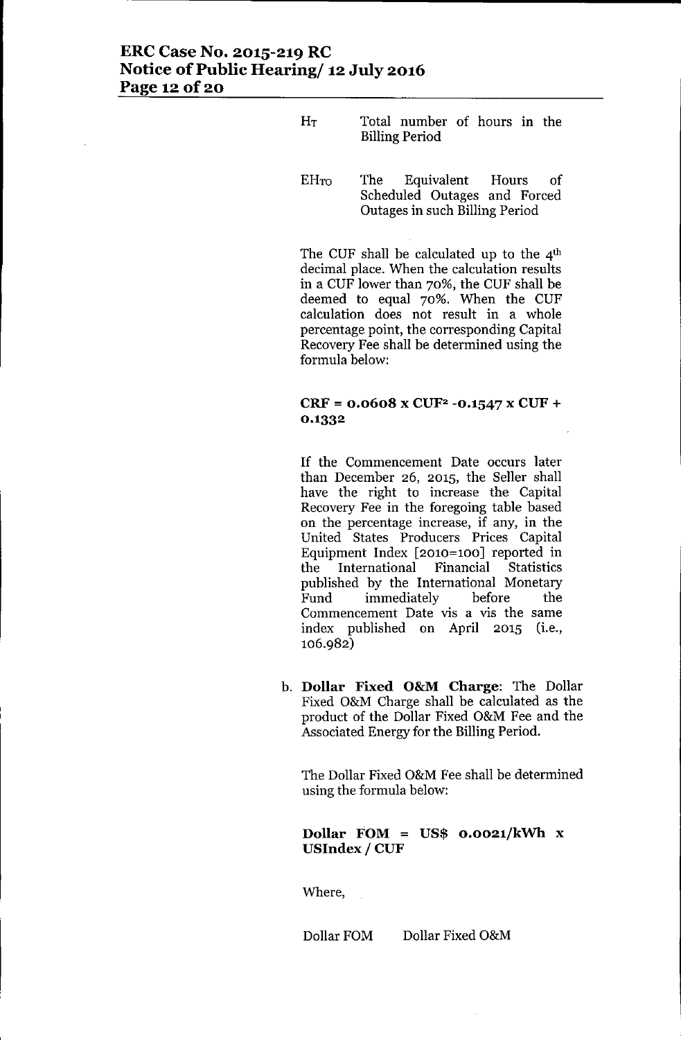| | |
|---|---|
| $H_T$ | Total number of hours in the Billing Period |
| $EH_{TO}$ | The Equivalent Hours of Scheduled Outages and Forced Outages in such Billing Period |

The CUF shall be calculated up to the 4th decimal place. When the calculation results in a CUF lower than 70%, the CUF shall be deemed to equal 70%. When the CUF calculation does not result in a whole percentage point, the corresponding Capital Recovery Fee shall be determined using the formula below:

**$CRF = 0.0608 \times CUF^2 - 0.1547 \times CUF + 0.1332$**

If the Commencement Date occurs later than December 26, 2015, the Seller shall have the right to increase the Capital Recovery Fee in the foregoing table based on the percentage increase, if any, in the United States Producers Prices Capital Equipment Index [2010=100] reported in the International Financial Statistics published by the International Monetary Fund immediately before the Commencement Date vis a vis the same index published on April 2015 (i.e., 106.982)

b. **Dollar Fixed O&M Charge**: The Dollar Fixed O&M Charge shall be calculated as the product of the Dollar Fixed O&M Fee and the Associated Energy for the Billing Period.

The Dollar Fixed O&M Fee shall be determined using the formula below:

**Dollar FOM = US$ 0.0021/kWh x USIndex / CUF**

Where,

| | |
|---|---|
| Dollar FOM | Dollar Fixed O&M |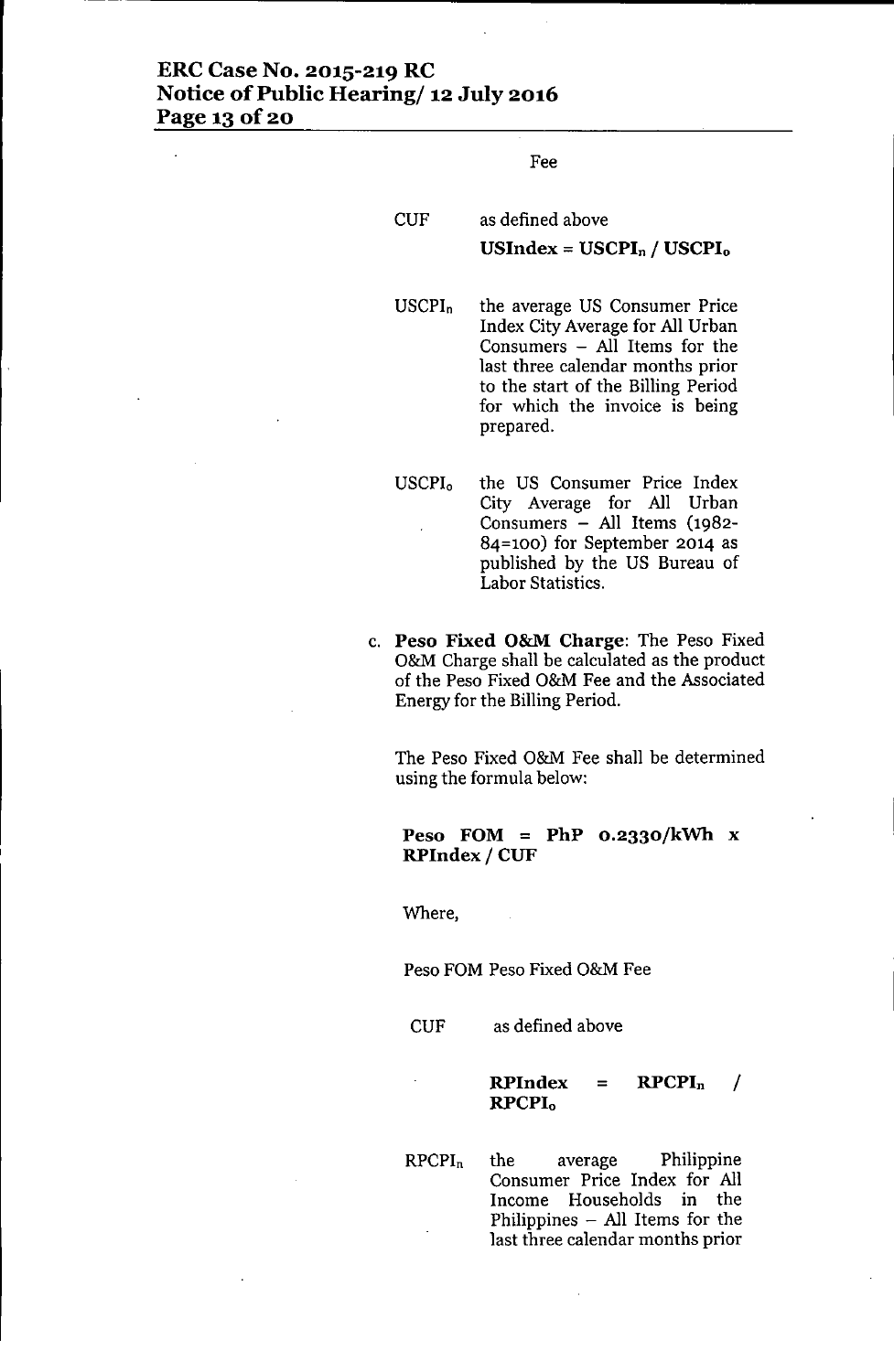Fee

CUF as defined above

$$\textbf{USIndex} = \textbf{USCPI}_n / \textbf{USCPI}_o$$

$USCPI_n$ the average US Consumer Price Index City Average for All Urban Consumers – All Items for the last three calendar months prior to the start of the Billing Period for which the invoice is being prepared.

$USCPI_o$ the US Consumer Price Index City Average for All Urban Consumers – All Items (1982-84=100) for September 2014 as published by the US Bureau of Labor Statistics.

c. **Peso Fixed O&M Charge**: The Peso Fixed O&M Charge shall be calculated as the product of the Peso Fixed O&M Fee and the Associated Energy for the Billing Period.

   The Peso Fixed O&M Fee shall be determined using the formula below:

   $$\textbf{Peso FOM} = \textbf{PhP 0.2330/kWh} \times \textbf{RPIndex / CUF}$$

   Where,

   Peso FOM Peso Fixed O&M Fee

   CUF as defined above

   $$\textbf{RPIndex} = \textbf{RPCPI}_n / \textbf{RPCPI}_o$$

   $RPCPI_n$ the average Philippine Consumer Price Index for All Income Households in the Philippines – All Items for the last three calendar months prior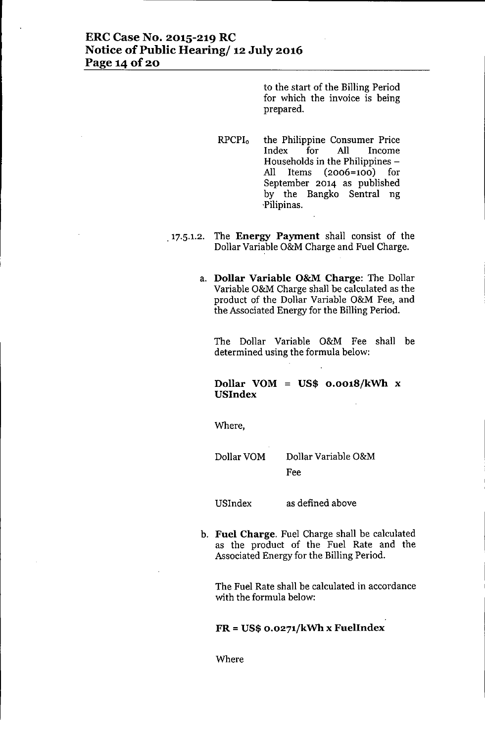to the start of the Billing Period for which the invoice is being prepared.

$RPCPI_0$ the Philippine Consumer Price Index for All Income Households in the Philippines – All Items (2006=100) for September 2014 as published by the Bangko Sentral ng Pilipinas.

17.5.1.2. The **Energy Payment** shall consist of the Dollar Variable O&M Charge and Fuel Charge.

a. **Dollar Variable O&M Charge**: The Dollar Variable O&M Charge shall be calculated as the product of the Dollar Variable O&M Fee, and the Associated Energy for the Billing Period.

The Dollar Variable O&M Fee shall be determined using the formula below:

**Dollar VOM = US$ 0.0018/kWh x USIndex**

Where,

| | |
|---|---|
| Dollar VOM | Dollar Variable O&M Fee |
| USIndex | as defined above |

b. **Fuel Charge**. Fuel Charge shall be calculated as the product of the Fuel Rate and the Associated Energy for the Billing Period.

The Fuel Rate shall be calculated in accordance with the formula below:

**FR = US$ 0.0271/kWh x FuelIndex**

Where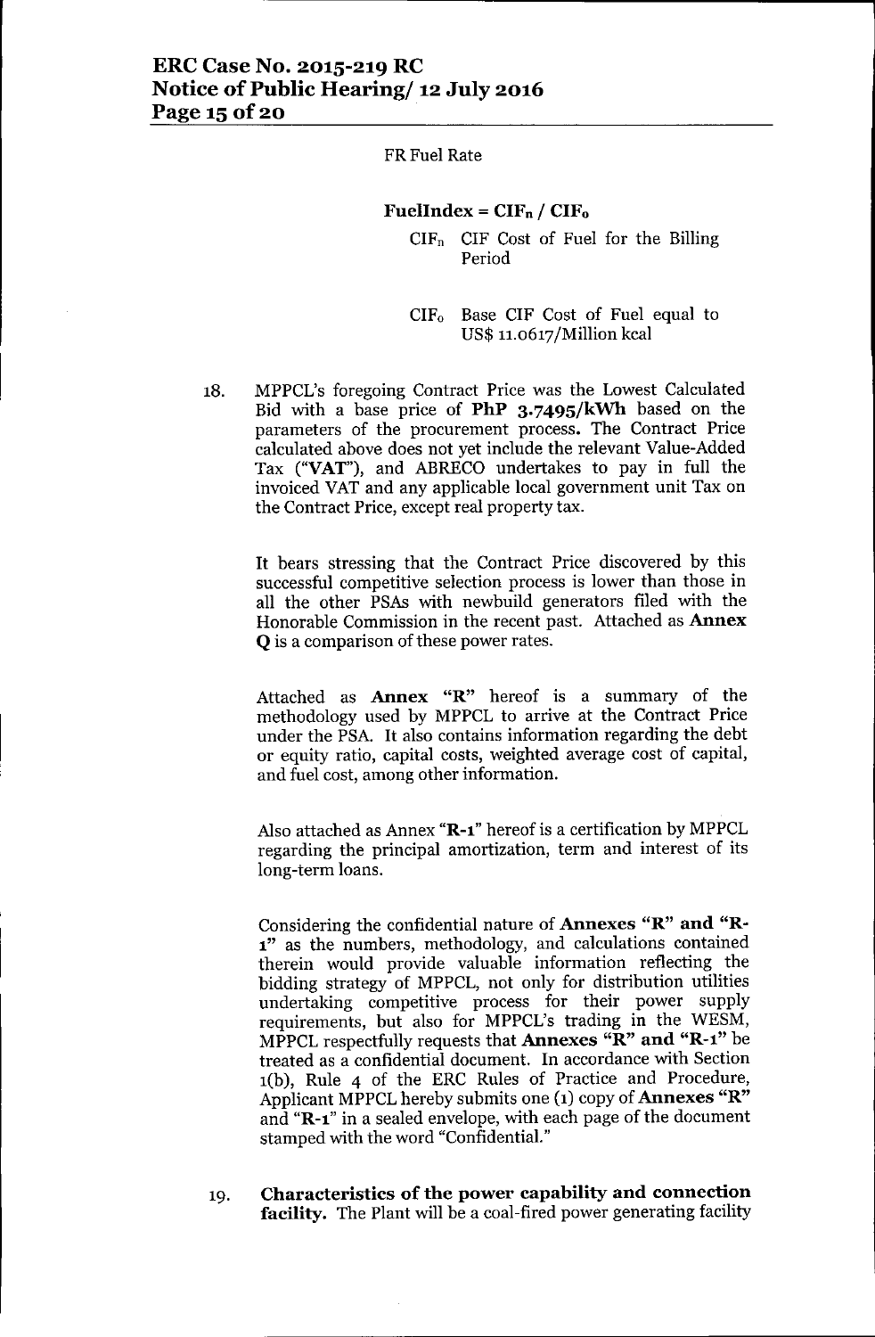FR Fuel Rate

**FuelIndex = $CIF_n$ / $CIF_o$**

$CIF_n$ CIF Cost of Fuel for the Billing Period

$CIF_o$ Base CIF Cost of Fuel equal to US$ 11.0617/Million kcal

18. MPPCL's foregoing Contract Price was the Lowest Calculated Bid with a base price of **PhP 3.7495/kWh** based on the parameters of the procurement process. The Contract Price calculated above does not yet include the relevant Value-Added Tax ("**VAT**"), and ABRECO undertakes to pay in full the invoiced VAT and any applicable local government unit Tax on the Contract Price, except real property tax.

    It bears stressing that the Contract Price discovered by this successful competitive selection process is lower than those in all the other PSAs with newbuild generators filed with the Honorable Commission in the recent past. Attached as **Annex Q** is a comparison of these power rates.

    Attached as **Annex "R"** hereof is a summary of the methodology used by MPPCL to arrive at the Contract Price under the PSA. It also contains information regarding the debt or equity ratio, capital costs, weighted average cost of capital, and fuel cost, among other information.

    Also attached as Annex "**R-1**" hereof is a certification by MPPCL regarding the principal amortization, term and interest of its long-term loans.

    Considering the confidential nature of **Annexes "R" and "R-1"** as the numbers, methodology, and calculations contained therein would provide valuable information reflecting the bidding strategy of MPPCL, not only for distribution utilities undertaking competitive process for their power supply requirements, but also for MPPCL's trading in the WESM, MPPCL respectfully requests that **Annexes "R" and "R-1"** be treated as a confidential document. In accordance with Section 1(b), Rule 4 of the ERC Rules of Practice and Procedure, Applicant MPPCL hereby submits one (1) copy of **Annexes "R"** and "**R-1**" in a sealed envelope, with each page of the document stamped with the word "Confidential."

19. **Characteristics of the power capability and connection facility.** The Plant will be a coal-fired power generating facility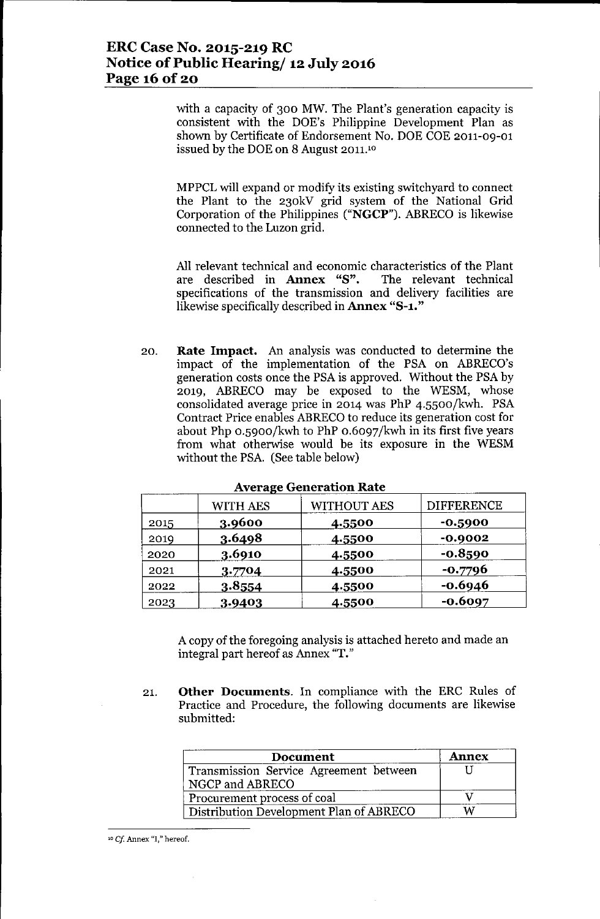with a capacity of 300 MW. The Plant's generation capacity is consistent with the DOE's Philippine Development Plan as shown by Certificate of Endorsement No. DOE COE 2011-09-01 issued by the DOE on 8 August 2011.[10]

MPPCL will expand or modify its existing switchyard to connect the Plant to the 230kV grid system of the National Grid Corporation of the Philippines ("**NGCP**"). ABRECO is likewise connected to the Luzon grid.

All relevant technical and economic characteristics of the Plant are described in **Annex "S"**. The relevant technical specifications of the transmission and delivery facilities are likewise specifically described in **Annex "S-1."**

20. **Rate Impact.** An analysis was conducted to determine the impact of the implementation of the PSA on ABRECO's generation costs once the PSA is approved. Without the PSA by 2019, ABRECO may be exposed to the WESM, whose consolidated average price in 2014 was PhP 4.5500/kwh. PSA Contract Price enables ABRECO to reduce its generation cost for about Php 0.5900/kwh to PhP 0.6097/kwh in its first five years from what otherwise would be its exposure in the WESM without the PSA. (See table below)

**Average Generation Rate**

| | WITH AES | WITHOUT AES | DIFFERENCE |
|---|---|---|---|
| 2015 | **3.9600** | **4.5500** | **-0.5900** |
| 2019 | **3.6498** | **4.5500** | **-0.9002** |
| 2020 | **3.6910** | **4.5500** | **-0.8590** |
| 2021 | **3.7704** | **4.5500** | **-0.7796** |
| 2022 | **3.8554** | **4.5500** | **-0.6946** |
| 2023 | **3.9403** | **4.5500** | **-0.6097** |

A copy of the foregoing analysis is attached hereto and made an integral part hereof as Annex "T."

21. **Other Documents**. In compliance with the ERC Rules of Practice and Procedure, the following documents are likewise submitted:

| **Document** | **Annex** |
|---|---|
| Transmission Service Agreement between NGCP and ABRECO | U |
| Procurement process of coal | V |
| Distribution Development Plan of ABRECO | W |

[10] *Cf.* Annex "I," hereof.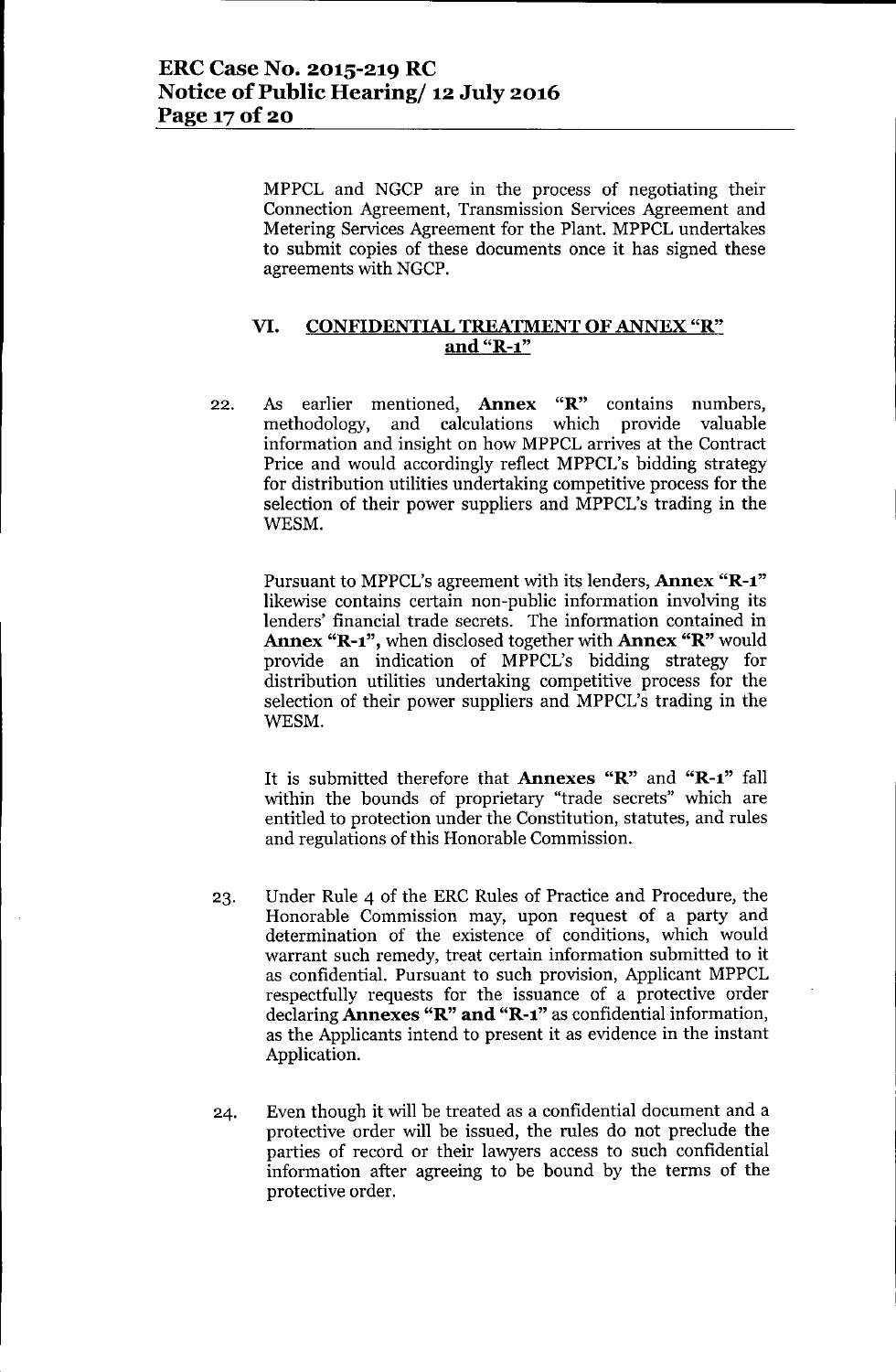MPPCL and NGCP are in the process of negotiating their Connection Agreement, Transmission Services Agreement and Metering Services Agreement for the Plant. MPPCL undertakes to submit copies of these documents once it has signed these agreements with NGCP.

## VI. CONFIDENTIAL TREATMENT OF ANNEX "R" and "R-1"

22. As earlier mentioned, **Annex "R"** contains numbers, methodology, and calculations which provide valuable information and insight on how MPPCL arrives at the Contract Price and would accordingly reflect MPPCL's bidding strategy for distribution utilities undertaking competitive process for the selection of their power suppliers and MPPCL's trading in the WESM.

    Pursuant to MPPCL's agreement with its lenders, **Annex "R-1"** likewise contains certain non-public information involving its lenders' financial trade secrets. The information contained in **Annex "R-1"**, when disclosed together with **Annex "R"** would provide an indication of MPPCL's bidding strategy for distribution utilities undertaking competitive process for the selection of their power suppliers and MPPCL's trading in the WESM.

    It is submitted therefore that **Annexes "R"** and **"R-1"** fall within the bounds of proprietary "trade secrets" which are entitled to protection under the Constitution, statutes, and rules and regulations of this Honorable Commission.

23. Under Rule 4 of the ERC Rules of Practice and Procedure, the Honorable Commission may, upon request of a party and determination of the existence of conditions, which would warrant such remedy, treat certain information submitted to it as confidential. Pursuant to such provision, Applicant MPPCL respectfully requests for the issuance of a protective order declaring **Annexes "R" and "R-1"** as confidential information, as the Applicants intend to present it as evidence in the instant Application.

24. Even though it will be treated as a confidential document and a protective order will be issued, the rules do not preclude the parties of record or their lawyers access to such confidential information after agreeing to be bound by the terms of the protective order.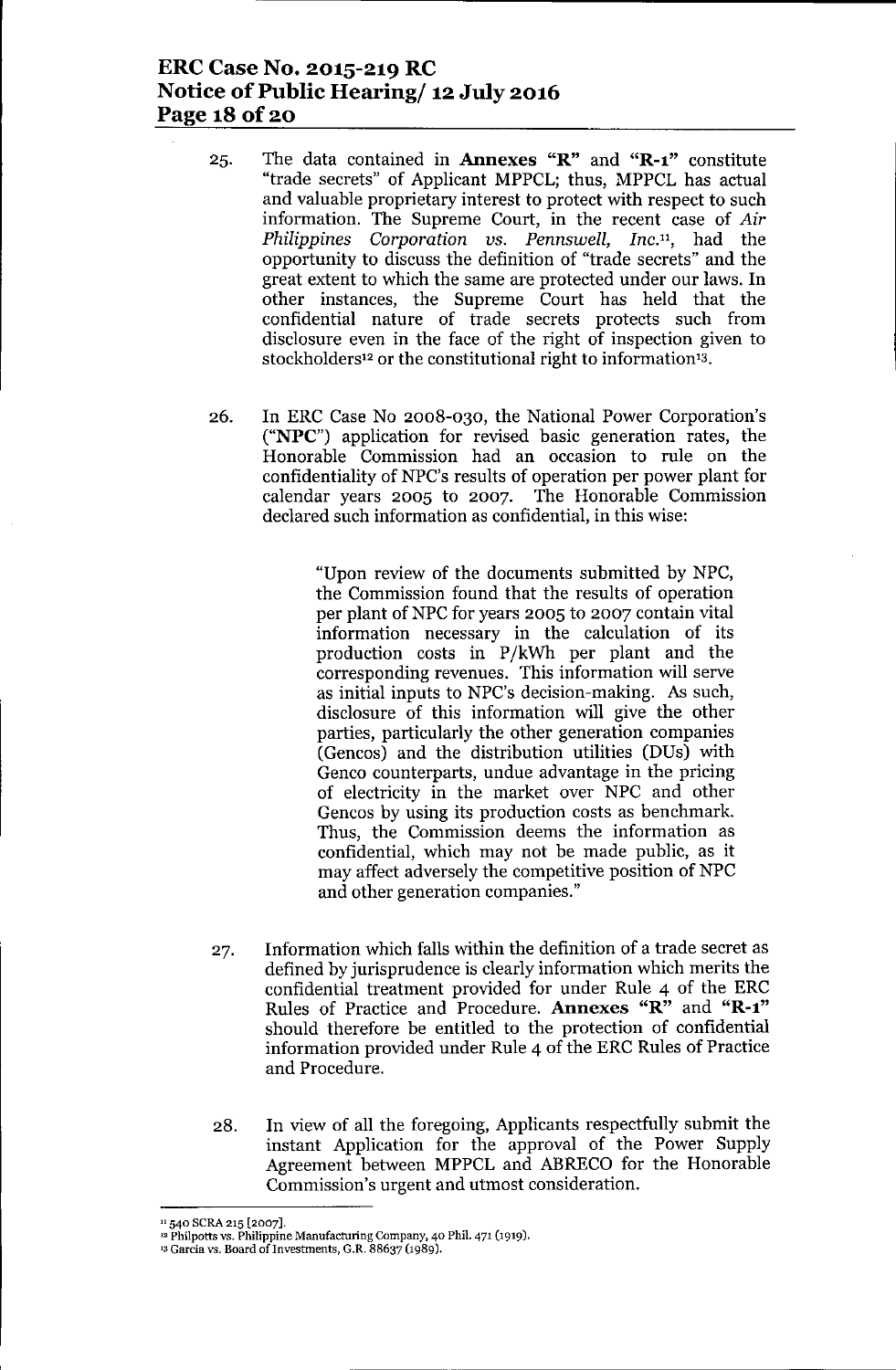25. The data contained in **Annexes "R"** and **"R-1"** constitute "trade secrets" of Applicant MPPCL; thus, MPPCL has actual and valuable proprietary interest to protect with respect to such information. The Supreme Court, in the recent case of *Air Philippines Corporation vs. Pennswell, Inc.*[11], had the opportunity to discuss the definition of "trade secrets" and the great extent to which the same are protected under our laws. In other instances, the Supreme Court has held that the confidential nature of trade secrets protects such from disclosure even in the face of the right of inspection given to stockholders[12] or the constitutional right to information[13].

26. In ERC Case No 2008-030, the National Power Corporation's ("**NPC**") application for revised basic generation rates, the Honorable Commission had an occasion to rule on the confidentiality of NPC's results of operation per power plant for calendar years 2005 to 2007. The Honorable Commission declared such information as confidential, in this wise:

> "Upon review of the documents submitted by NPC, the Commission found that the results of operation per plant of NPC for years 2005 to 2007 contain vital information necessary in the calculation of its production costs in P/kWh per plant and the corresponding revenues. This information will serve as initial inputs to NPC's decision-making. As such, disclosure of this information will give the other parties, particularly the other generation companies (Gencos) and the distribution utilities (DUs) with Genco counterparts, undue advantage in the pricing of electricity in the market over NPC and other Gencos by using its production costs as benchmark. Thus, the Commission deems the information as confidential, which may not be made public, as it may affect adversely the competitive position of NPC and other generation companies."

27. Information which falls within the definition of a trade secret as defined by jurisprudence is clearly information which merits the confidential treatment provided for under Rule 4 of the ERC Rules of Practice and Procedure. **Annexes "R"** and **"R-1"** should therefore be entitled to the protection of confidential information provided under Rule 4 of the ERC Rules of Practice and Procedure.

28. In view of all the foregoing, Applicants respectfully submit the instant Application for the approval of the Power Supply Agreement between MPPCL and ABRECO for the Honorable Commission's urgent and utmost consideration.

---

[11] 540 SCRA 215 [2007].

[12] Philpotts vs. Philippine Manufacturing Company, 40 Phil. 471 (1919).

[13] Garcia vs. Board of Investments, G.R. 88637 (1989).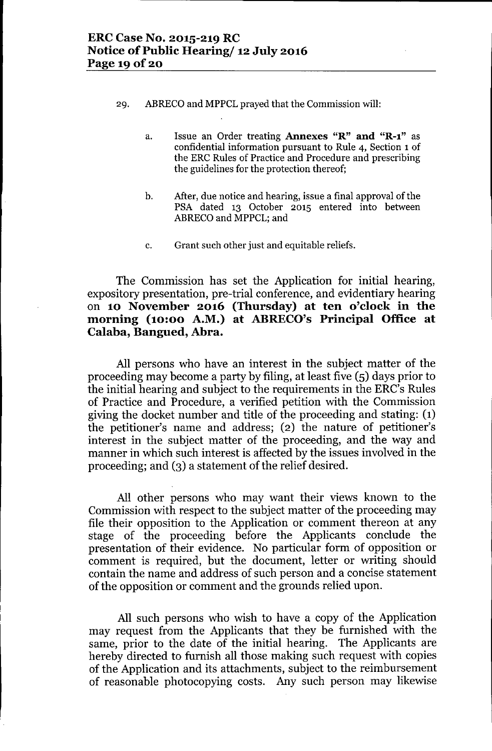29. ABRECO and MPPCL prayed that the Commission will:

    a. Issue an Order treating **Annexes "R" and "R-1"** as confidential information pursuant to Rule 4, Section 1 of the ERC Rules of Practice and Procedure and prescribing the guidelines for the protection thereof;

    b. After, due notice and hearing, issue a final approval of the PSA dated 13 October 2015 entered into between ABRECO and MPPCL; and

    c. Grant such other just and equitable reliefs.

The Commission has set the Application for initial hearing, expository presentation, pre-trial conference, and evidentiary hearing on **10 November 2016 (Thursday) at ten o'clock in the morning (10:00 A.M.) at ABRECO's Principal Office at Calaba, Bangued, Abra.**

All persons who have an interest in the subject matter of the proceeding may become a party by filing, at least five (5) days prior to the initial hearing and subject to the requirements in the ERC's Rules of Practice and Procedure, a verified petition with the Commission giving the docket number and title of the proceeding and stating: (1) the petitioner's name and address; (2) the nature of petitioner's interest in the subject matter of the proceeding, and the way and manner in which such interest is affected by the issues involved in the proceeding; and (3) a statement of the relief desired.

All other persons who may want their views known to the Commission with respect to the subject matter of the proceeding may file their opposition to the Application or comment thereon at any stage of the proceeding before the Applicants conclude the presentation of their evidence. No particular form of opposition or comment is required, but the document, letter or writing should contain the name and address of such person and a concise statement of the opposition or comment and the grounds relied upon.

All such persons who wish to have a copy of the Application may request from the Applicants that they be furnished with the same, prior to the date of the initial hearing. The Applicants are hereby directed to furnish all those making such request with copies of the Application and its attachments, subject to the reimbursement of reasonable photocopying costs. Any such person may likewise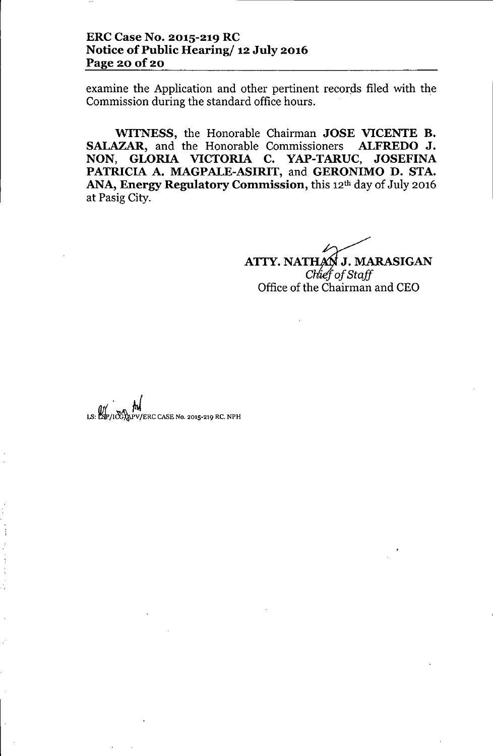examine the Application and other pertinent records filed with the Commission during the standard office hours.

**WITNESS**, the Honorable Chairman **JOSE VICENTE B. SALAZAR**, and the Honorable Commissioners **ALFREDO J. NON**, **GLORIA VICTORIA C. YAP-TARUC**, **JOSEFINA PATRICIA A. MAGPALE-ASIRIT**, and **GERONIMO D. STA. ANA, Energy Regulatory Commission**, this 12th day of July 2016 at Pasig City.

**ATTY. NATHAN J. MARASIGAN**
*Chief of Staff*
Office of the Chairman and CEO

LS: ESP/ICG/APV/ERC CASE No. 2015-219 RC. NPH